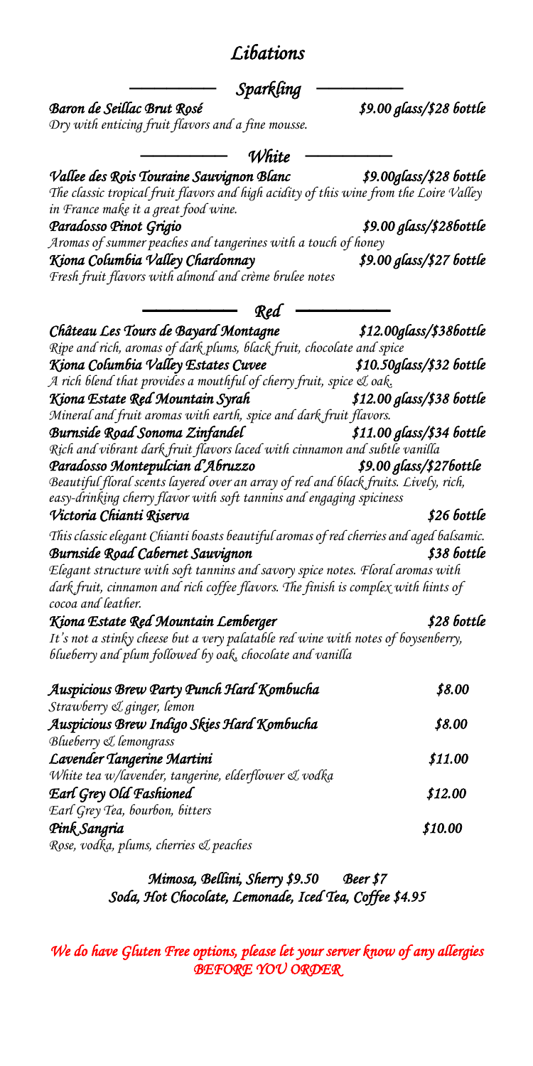# *Libations*

## *Sparkling*

***Baron de Seillac Brut Rosé*** — *$9.00 glass/$28 bottle*
*Dry with enticing fruit flavors and a fine mousse.*

## *White*

***Vallee des Rois Touraine Sauvignon Blanc*** — *$9.00glass/$28 bottle*
*The classic tropical fruit flavors and high acidity of this wine from the Loire Valley in France make it a great food wine.*

***Paradosso Pinot Grigio*** — *$9.00 glass/$28bottle*
*Aromas of summer peaches and tangerines with a touch of honey*

***Kiona Columbia Valley Chardonnay*** — *$9.00 glass/$27 bottle*
*Fresh fruit flavors with almond and crème brulee notes*

## *Red*

***Château Les Tours de Bayard Montagne*** — *$12.00glass/$38bottle*
*Ripe and rich, aromas of dark plums, black fruit, chocolate and spice*

***Kiona Columbia Valley Estates Cuvee*** — *$10.50glass/$32 bottle*
*A rich blend that provides a mouthful of cherry fruit, spice & oak.*

***Kiona Estate Red Mountain Syrah*** — *$12.00 glass/$38 bottle*
*Mineral and fruit aromas with earth, spice and dark fruit flavors.*

***Burnside Road Sonoma Zinfandel*** — *$11.00 glass/$34 bottle*
*Rich and vibrant dark fruit flavors laced with cinnamon and subtle vanilla*

***Paradosso Montepulcian d'Abruzzo*** — *$9.00 glass/$27bottle*
*Beautiful floral scents layered over an array of red and black fruits. Lively, rich, easy-drinking cherry flavor with soft tannins and engaging spiciness*

***Victoria Chianti Riserva*** — *$26 bottle*
*This classic elegant Chianti boasts beautiful aromas of red cherries and aged balsamic.*

***Burnside Road Cabernet Sauvignon*** — *$38 bottle*
*Elegant structure with soft tannins and savory spice notes. Floral aromas with dark fruit, cinnamon and rich coffee flavors. The finish is complex with hints of cocoa and leather.*

***Kiona Estate Red Mountain Lemberger*** — *$28 bottle*
*It's not a stinky cheese but a very palatable red wine with notes of boysenberry, blueberry and plum followed by oak, chocolate and vanilla*

***Auspicious Brew Party Punch Hard Kombucha*** — *$8.00*
*Strawberry & ginger, lemon*

***Auspicious Brew Indigo Skies Hard Kombucha*** — *$8.00*
*Blueberry & lemongrass*

***Lavender Tangerine Martini*** — *$11.00*
*White tea w/lavender, tangerine, elderflower & vodka*

***Earl Grey Old Fashioned*** — *$12.00*
*Earl Grey Tea, bourbon, bitters*

***Pink Sangria*** — *$10.00*
*Rose, vodka, plums, cherries & peaches*

***Mimosa, Bellini, Sherry $9.50 Beer $7***
***Soda, Hot Chocolate, Lemonade, Iced Tea, Coffee $4.95***

***We do have Gluten Free options, please let your server know of any allergies BEFORE YOU ORDER***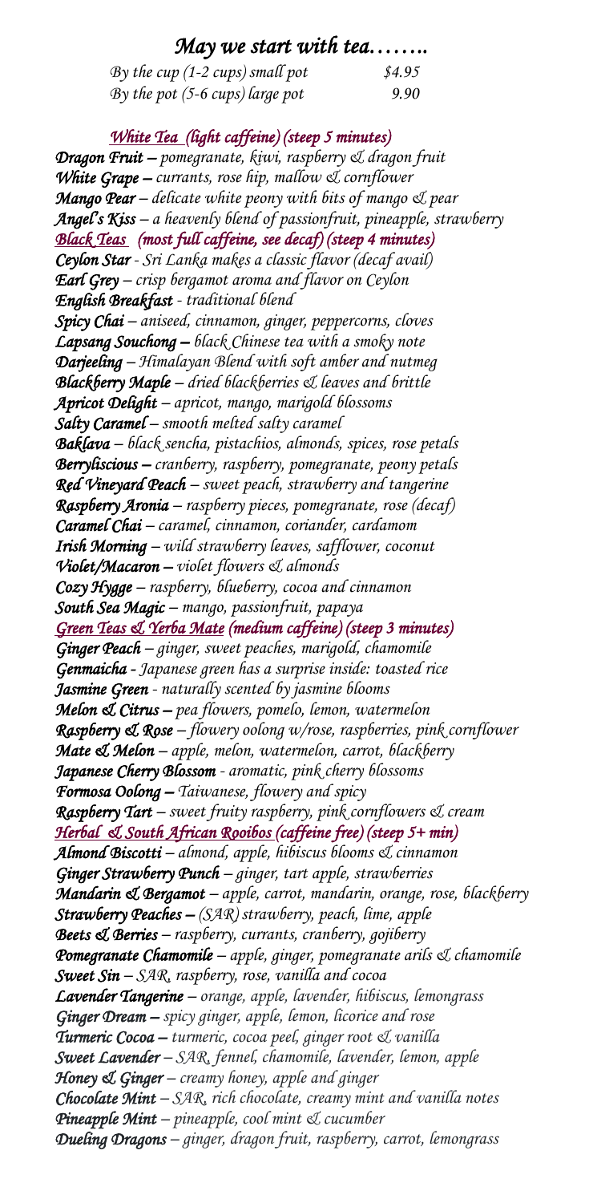# *May we start with tea……..*

| | |
|---|---|
| *By the cup (1-2 cups) small pot* | *$4.95* |
| *By the pot (5-6 cups) large pot* | *9.90* |

## *White Tea (light caffeine) (steep 5 minutes)*

***Dragon Fruit*** *– pomegranate, kiwi, raspberry & dragon fruit*
***White Grape*** *– currants, rose hip, mallow & cornflower*
***Mango Pear*** *– delicate white peony with bits of mango & pear*
***Angel's Kiss*** *– a heavenly blend of passionfruit, pineapple, strawberry*

## *Black Teas (most full caffeine, see decaf) (steep 4 minutes)*

***Ceylon Star*** *- Sri Lanka makes a classic flavor (decaf avail)*
***Earl Grey*** *– crisp bergamot aroma and flavor on Ceylon*
***English Breakfast*** *- traditional blend*
***Spicy Chai*** *– aniseed, cinnamon, ginger, peppercorns, cloves*
***Lapsang Souchong*** *– black Chinese tea with a smoky note*
***Darjeeling*** *– Himalayan Blend with soft amber and nutmeg*
***Blackberry Maple*** *– dried blackberries & leaves and brittle*
***Apricot Delight*** *– apricot, mango, marigold blossoms*
***Salty Caramel*** *– smooth melted salty caramel*
***Baklava*** *– black sencha, pistachios, almonds, spices, rose petals*
***Berryliscious*** *– cranberry, raspberry, pomegranate, peony petals*
***Red Vineyard Peach*** *– sweet peach, strawberry and tangerine*
***Raspberry Aronia*** *– raspberry pieces, pomegranate, rose (decaf)*
***Caramel Chai*** *– caramel, cinnamon, coriander, cardamom*
***Irish Morning*** *– wild strawberry leaves, safflower, coconut*
***Violet/Macaron*** *– violet flowers & almonds*
***Cozy Hygge*** *– raspberry, blueberry, cocoa and cinnamon*
***South Sea Magic*** *– mango, passionfruit, papaya*

## *Green Teas & Yerba Mate (medium caffeine) (steep 3 minutes)*

***Ginger Peach*** *– ginger, sweet peaches, marigold, chamomile*
***Genmaicha*** *- Japanese green has a surprise inside: toasted rice*
***Jasmine Green*** *- naturally scented by jasmine blooms*
***Melon & Citrus*** *– pea flowers, pomelo, lemon, watermelon*
***Raspberry & Rose*** *– flowery oolong w/rose, raspberries, pink cornflower*
***Mate & Melon*** *– apple, melon, watermelon, carrot, blackberry*
***Japanese Cherry Blossom*** *- aromatic, pink cherry blossoms*
***Formosa Oolong*** *– Taiwanese, flowery and spicy*
***Raspberry Tart*** *– sweet fruity raspberry, pink cornflowers & cream*

## *Herbal & South African Rooibos (caffeine free) (steep 5+ min)*

***Almond Biscotti*** *– almond, apple, hibiscus blooms & cinnamon*
***Ginger Strawberry Punch*** *– ginger, tart apple, strawberries*
***Mandarin & Bergamot*** *– apple, carrot, mandarin, orange, rose, blackberry*
***Strawberry Peaches*** *– (SAR) strawberry, peach, lime, apple*
***Beets & Berries*** *– raspberry, currants, cranberry, gojiberry*
***Pomegranate Chamomile*** *– apple, ginger, pomegranate arils & chamomile*
***Sweet Sin*** *– SAR, raspberry, rose, vanilla and cocoa*
***Lavender Tangerine*** *– orange, apple, lavender, hibiscus, lemongrass*
***Ginger Dream*** *– spicy ginger, apple, lemon, licorice and rose*
***Turmeric Cocoa*** *– turmeric, cocoa peel, ginger root & vanilla*
***Sweet Lavender*** *– SAR, fennel, chamomile, lavender, lemon, apple*
***Honey & Ginger*** *– creamy honey, apple and ginger*
***Chocolate Mint*** *– SAR, rich chocolate, creamy mint and vanilla notes*
***Pineapple Mint*** *– pineapple, cool mint & cucumber*
***Dueling Dragons*** *– ginger, dragon fruit, raspberry, carrot, lemongrass*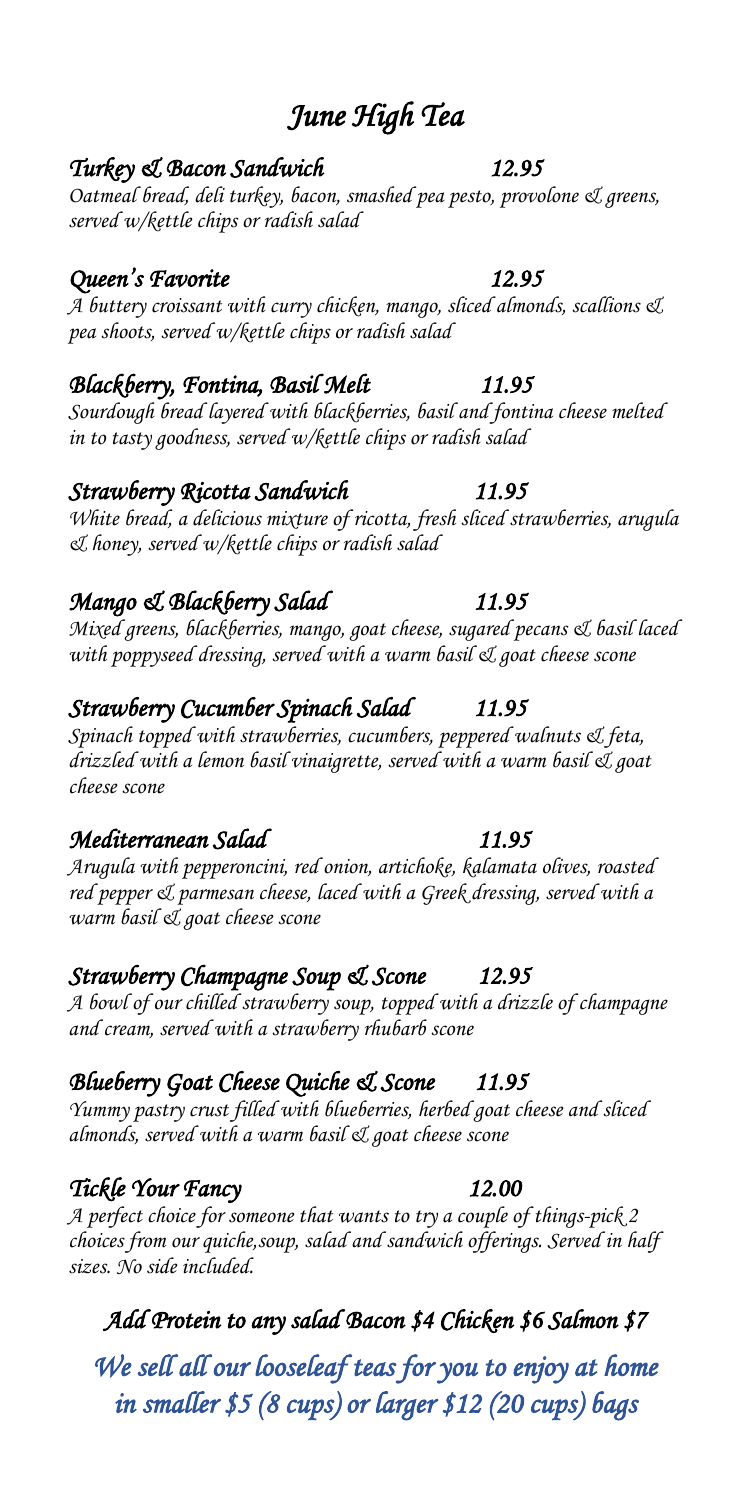# June High Tea

### Turkey & Bacon Sandwich 12.95

Oatmeal bread, deli turkey, bacon, smashed pea pesto, provolone & greens, served w/kettle chips or radish salad

### Queen's Favorite 12.95

A buttery croissant with curry chicken, mango, sliced almonds, scallions & pea shoots, served w/kettle chips or radish salad

### Blackberry, Fontina, Basil Melt 11.95

Sourdough bread layered with blackberries, basil and fontina cheese melted in to tasty goodness, served w/kettle chips or radish salad

### Strawberry Ricotta Sandwich 11.95

White bread, a delicious mixture of ricotta, fresh sliced strawberries, arugula & honey, served w/kettle chips or radish salad

### Mango & Blackberry Salad 11.95

Mixed greens, blackberries, mango, goat cheese, sugared pecans & basil laced with poppyseed dressing, served with a warm basil & goat cheese scone

### Strawberry Cucumber Spinach Salad 11.95

Spinach topped with strawberries, cucumbers, peppered walnuts & feta, drizzled with a lemon basil vinaigrette, served with a warm basil & goat cheese scone

### Mediterranean Salad 11.95

Arugula with pepperoncini, red onion, artichoke, kalamata olives, roasted red pepper & parmesan cheese, laced with a Greek dressing, served with a warm basil & goat cheese scone

### Strawberry Champagne Soup & Scone 12.95

A bowl of our chilled strawberry soup, topped with a drizzle of champagne and cream, served with a strawberry rhubarb scone

### Blueberry Goat Cheese Quiche & Scone 11.95

Yummy pastry crust filled with blueberries, herbed goat cheese and sliced almonds, served with a warm basil & goat cheese scone

### Tickle Your Fancy 12.00

A perfect choice for someone that wants to try a couple of things-pick 2 choices from our quiche,soup, salad and sandwich offerings. Served in half sizes. No side included.

### Add Protein to any salad Bacon $4 Chicken $6 Salmon $7

## We sell all our looseleaf teas for you to enjoy at home in smaller $5 (8 cups) or larger $12 (20 cups) bags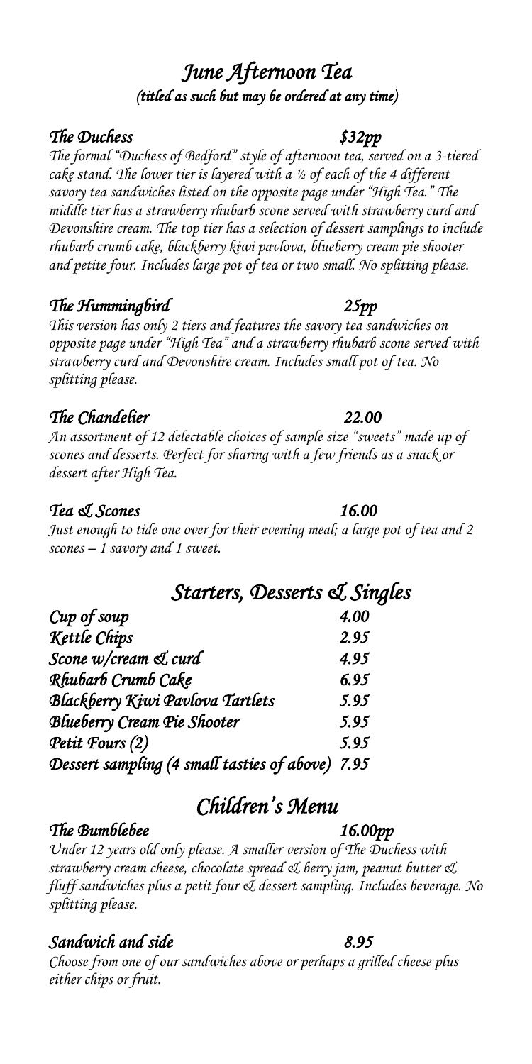# June Afternoon Tea

*(titled as such but may be ordered at any time)*

### The Duchess $32pp

The formal "Duchess of Bedford" style of afternoon tea, served on a 3-tiered cake stand. The lower tier is layered with a ½ of each of the 4 different savory tea sandwiches listed on the opposite page under "High Tea." The middle tier has a strawberry rhubarb scone served with strawberry curd and Devonshire cream. The top tier has a selection of dessert samplings to include rhubarb crumb cake, blackberry kiwi pavlova, blueberry cream pie shooter and petite four. Includes large pot of tea or two small. No splitting please.

### The Hummingbird 25pp

This version has only 2 tiers and features the savory tea sandwiches on opposite page under "High Tea" and a strawberry rhubarb scone served with strawberry curd and Devonshire cream. Includes small pot of tea. No splitting please.

### The Chandelier 22.00

An assortment of 12 delectable choices of sample size "sweets" made up of scones and desserts. Perfect for sharing with a few friends as a snack or dessert after High Tea.

### Tea & Scones 16.00

Just enough to tide one over for their evening meal; a large pot of tea and 2 scones – 1 savory and 1 sweet.

## Starters, Desserts & Singles

| | |
|---|---|
| Cup of soup | 4.00 |
| Kettle Chips | 2.95 |
| Scone w/cream & curd | 4.95 |
| Rhubarb Crumb Cake | 6.95 |
| Blackberry Kiwi Pavlova Tartlets | 5.95 |
| Blueberry Cream Pie Shooter | 5.95 |
| Petit Fours (2) | 5.95 |
| Dessert sampling (4 small tasties of above) | 7.95 |

## Children's Menu

### The Bumblebee 16.00pp

Under 12 years old only please. A smaller version of The Duchess with strawberry cream cheese, chocolate spread & berry jam, peanut butter & fluff sandwiches plus a petit four & dessert sampling. Includes beverage. No splitting please.

### Sandwich and side 8.95

Choose from one of our sandwiches above or perhaps a grilled cheese plus either chips or fruit.